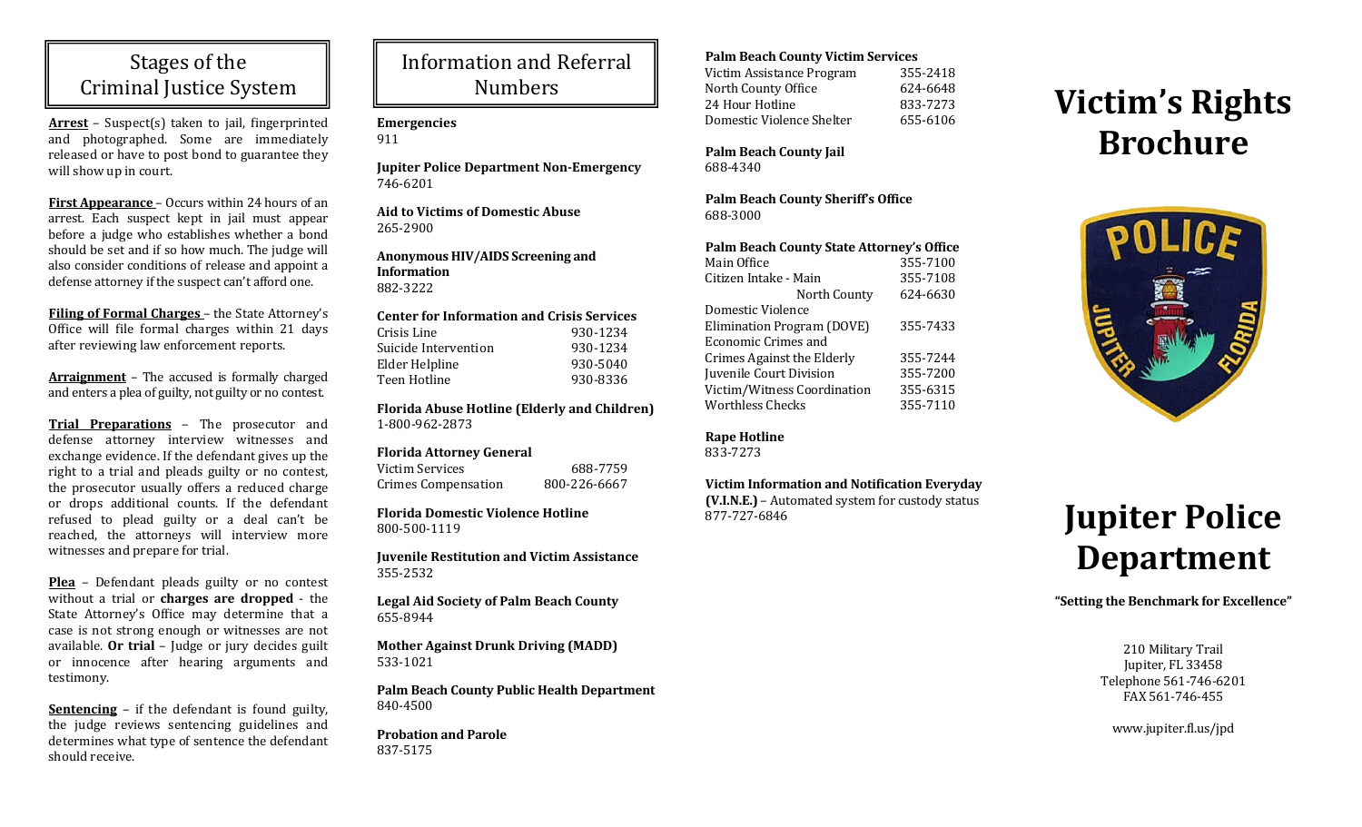## Stages of the Criminal Justice System

**Arrest** – Suspect(s) taken to jail, fingerprinted and photographed. Some are immediately released or have to post bond to guarantee they will show up in court.

**First Appearance** – Occurs within 24 hours of an arrest. Each suspect kept in jail must appear before a judge who establishes whether a bond should be set and if so how much. The judge will also consider conditions of release and appoint a defense attorney if the suspect can't afford one.

**Filing of Formal Charges** – the State Attorney's Office will file formal charges within 21 days after reviewing law enforcement reports.

**Arraignment** – The accused is formally charged and enters a plea of guilty, not guilty or no contest.

**Trial Preparations** – The prosecutor and defense attorney interview witnesses and exchange evidence. If the defendant gives up the right to a trial and pleads guilty or no contest, the prosecutor usually offers a reduced charge or drops additional counts. If the defendant refused to plead guilty or a deal can't be reached, the attorneys will interview more witnesses and prepare for trial.

**Plea** – Defendant pleads guilty or no contest without a trial or **charges are dropped** - the State Attorney's Office may determine that a case is not strong enough or witnesses are not available. **Or trial** – Judge or jury decides guilt or innocence after hearing arguments and testimony.

**Sentencing** – if the defendant is found guilty, the judge reviews sentencing guidelines and determines what type of sentence the defendant should receive.

## Information and Referral Numbers

**Emergencies**
911

**Jupiter Police Department Non-Emergency**
746-6201

**Aid to Victims of Domestic Abuse**
265-2900

**Anonymous HIV/AIDS Screening and Information**
882-3222

**Center for Information and Crisis Services**

| | |
|---|---|
| Crisis Line | 930-1234 |
| Suicide Intervention | 930-1234 |
| Elder Helpline | 930-5040 |
| Teen Hotline | 930-8336 |

**Florida Abuse Hotline (Elderly and Children)**
1-800-962-2873

**Florida Attorney General**

| | |
|---|---|
| Victim Services | 688-7759 |
| Crimes Compensation | 800-226-6667 |

**Florida Domestic Violence Hotline**
800-500-1119

**Juvenile Restitution and Victim Assistance**
355-2532

**Legal Aid Society of Palm Beach County**
655-8944

**Mother Against Drunk Driving (MADD)**
533-1021

**Palm Beach County Public Health Department**
840-4500

**Probation and Parole**
837-5175

**Palm Beach County Victim Services**

| | |
|---|---|
| Victim Assistance Program | 355-2418 |
| North County Office | 624-6648 |
| 24 Hour Hotline | 833-7273 |
| Domestic Violence Shelter | 655-6106 |

**Palm Beach County Jail**
688-4340

**Palm Beach County Sheriff's Office**
688-3000

**Palm Beach County State Attorney's Office**

| | |
|---|---|
| Main Office | 355-7100 |
| Citizen Intake - Main | 355-7108 |
| North County | 624-6630 |
| Domestic Violence Elimination Program (DOVE) | 355-7433 |
| Economic Crimes and Crimes Against the Elderly | 355-7244 |
| Juvenile Court Division | 355-7200 |
| Victim/Witness Coordination | 355-6315 |
| Worthless Checks | 355-7110 |

**Rape Hotline**
833-7273

**Victim Information and Notification Everyday (V.I.N.E.)** – Automated system for custody status
877-727-6846

# Victim's Rights Brochure

# Jupiter Police Department

**"Setting the Benchmark for Excellence"**

210 Military Trail
Jupiter, FL 33458
Telephone 561-746-6201
FAX 561-746-455

www.jupiter.fl.us/jpd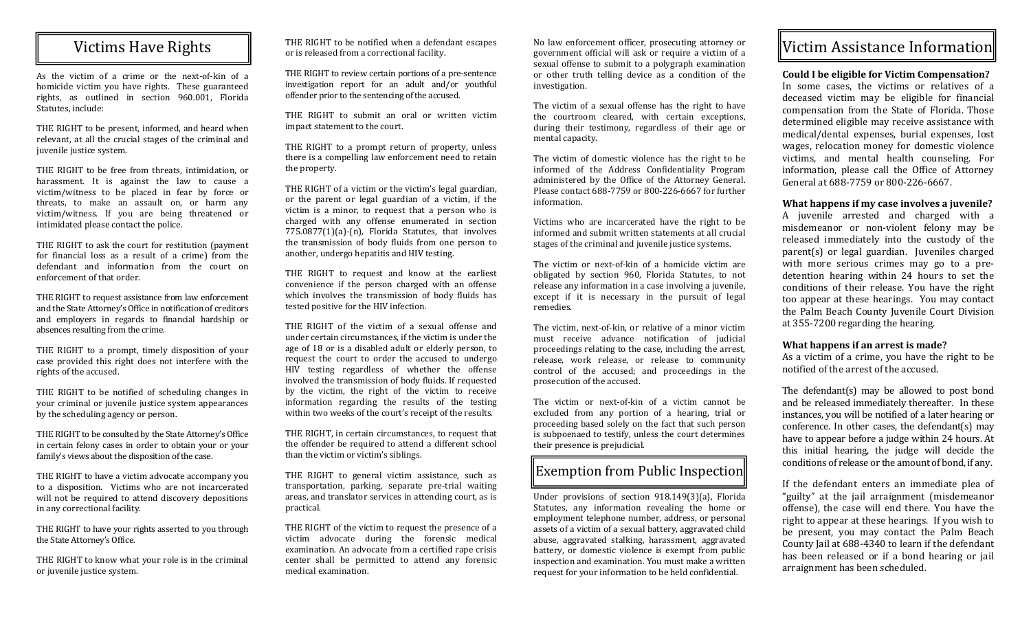## Victims Have Rights

As the victim of a crime or the next-of-kin of a homicide victim you have rights. These guaranteed rights, as outlined in section 960.001, Florida Statutes, include:

THE RIGHT to be present, informed, and heard when relevant, at all the crucial stages of the criminal and juvenile justice system.

THE RIGHT to be free from threats, intimidation, or harassment. It is against the law to cause a victim/witness to be placed in fear by force or threats, to make an assault on, or harm any victim/witness. If you are being threatened or intimidated please contact the police.

THE RIGHT to ask the court for restitution (payment for financial loss as a result of a crime) from the defendant and information from the court on enforcement of that order.

THE RIGHT to request assistance from law enforcement and the State Attorney's Office in notification of creditors and employers in regards to financial hardship or absences resulting from the crime.

THE RIGHT to a prompt, timely disposition of your case provided this right does not interfere with the rights of the accused.

THE RIGHT to be notified of scheduling changes in your criminal or juvenile justice system appearances by the scheduling agency or person.

THE RIGHT to be consulted by the State Attorney's Office in certain felony cases in order to obtain your or your family's views about the disposition of the case.

THE RIGHT to have a victim advocate accompany you to a disposition. Victims who are not incarcerated will not be required to attend discovery depositions in any correctional facility.

THE RIGHT to have your rights asserted to you through the State Attorney's Office.

THE RIGHT to know what your role is in the criminal or juvenile justice system.

THE RIGHT to be notified when a defendant escapes or is released from a correctional facility.

THE RIGHT to review certain portions of a pre-sentence investigation report for an adult and/or youthful offender prior to the sentencing of the accused.

THE RIGHT to submit an oral or written victim impact statement to the court.

THE RIGHT to a prompt return of property, unless there is a compelling law enforcement need to retain the property.

THE RIGHT of a victim or the victim's legal guardian, or the parent or legal guardian of a victim, if the victim is a minor, to request that a person who is charged with any offense enumerated in section 775.0877(1)(a)-(n), Florida Statutes, that involves the transmission of body fluids from one person to another, undergo hepatitis and HIV testing.

THE RIGHT to request and know at the earliest convenience if the person charged with an offense which involves the transmission of body fluids has tested positive for the HIV infection.

THE RIGHT of the victim of a sexual offense and under certain circumstances, if the victim is under the age of 18 or is a disabled adult or elderly person, to request the court to order the accused to undergo HIV testing regardless of whether the offense involved the transmission of body fluids. If requested by the victim, the right of the victim to receive information regarding the results of the testing within two weeks of the court's receipt of the results.

THE RIGHT, in certain circumstances, to request that the offender be required to attend a different school than the victim or victim's siblings.

THE RIGHT to general victim assistance, such as transportation, parking, separate pre-trial waiting areas, and translator services in attending court, as is practical.

THE RIGHT of the victim to request the presence of a victim advocate during the forensic medical examination. An advocate from a certified rape crisis center shall be permitted to attend any forensic medical examination.

No law enforcement officer, prosecuting attorney or government official will ask or require a victim of a sexual offense to submit to a polygraph examination or other truth telling device as a condition of the investigation.

The victim of a sexual offense has the right to have the courtroom cleared, with certain exceptions, during their testimony, regardless of their age or mental capacity.

The victim of domestic violence has the right to be informed of the Address Confidentiality Program administered by the Office of the Attorney General. Please contact 688-7759 or 800-226-6667 for further information.

Victims who are incarcerated have the right to be informed and submit written statements at all crucial stages of the criminal and juvenile justice systems.

The victim or next-of-kin of a homicide victim are obligated by section 960, Florida Statutes, to not release any information in a case involving a juvenile, except if it is necessary in the pursuit of legal remedies.

The victim, next-of-kin, or relative of a minor victim must receive advance notification of judicial proceedings relating to the case, including the arrest, release, work release, or release to community control of the accused; and proceedings in the prosecution of the accused.

The victim or next-of-kin of a victim cannot be excluded from any portion of a hearing, trial or proceeding based solely on the fact that such person is subpoenaed to testify, unless the court determines their presence is prejudicial.

## Exemption from Public Inspection

Under provisions of section 918.149(3)(a), Florida Statutes, any information revealing the home or employment telephone number, address, or personal assets of a victim of a sexual battery, aggravated child abuse, aggravated stalking, harassment, aggravated battery, or domestic violence is exempt from public inspection and examination. You must make a written request for your information to be held confidential.

## Victim Assistance Information

**Could I be eligible for Victim Compensation?**
In some cases, the victims or relatives of a deceased victim may be eligible for financial compensation from the State of Florida. Those determined eligible may receive assistance with medical/dental expenses, burial expenses, lost wages, relocation money for domestic violence victims, and mental health counseling. For information, please call the Office of Attorney General at 688-7759 or 800-226-6667.

**What happens if my case involves a juvenile?**
A juvenile arrested and charged with a misdemeanor or non-violent felony may be released immediately into the custody of the parent(s) or legal guardian. Juveniles charged with more serious crimes may go to a pre-detention hearing within 24 hours to set the conditions of their release. You have the right too appear at these hearings. You may contact the Palm Beach County Juvenile Court Division at 355-7200 regarding the hearing.

**What happens if an arrest is made?**
As a victim of a crime, you have the right to be notified of the arrest of the accused.

The defendant(s) may be allowed to post bond and be released immediately thereafter. In these instances, you will be notified of a later hearing or conference. In other cases, the defendant(s) may have to appear before a judge within 24 hours. At this initial hearing, the judge will decide the conditions of release or the amount of bond, if any.

If the defendant enters an immediate plea of "guilty" at the jail arraignment (misdemeanor offense), the case will end there. You have the right to appear at these hearings. If you wish to be present, you may contact the Palm Beach County Jail at 688-4340 to learn if the defendant has been released or if a bond hearing or jail arraignment has been scheduled.